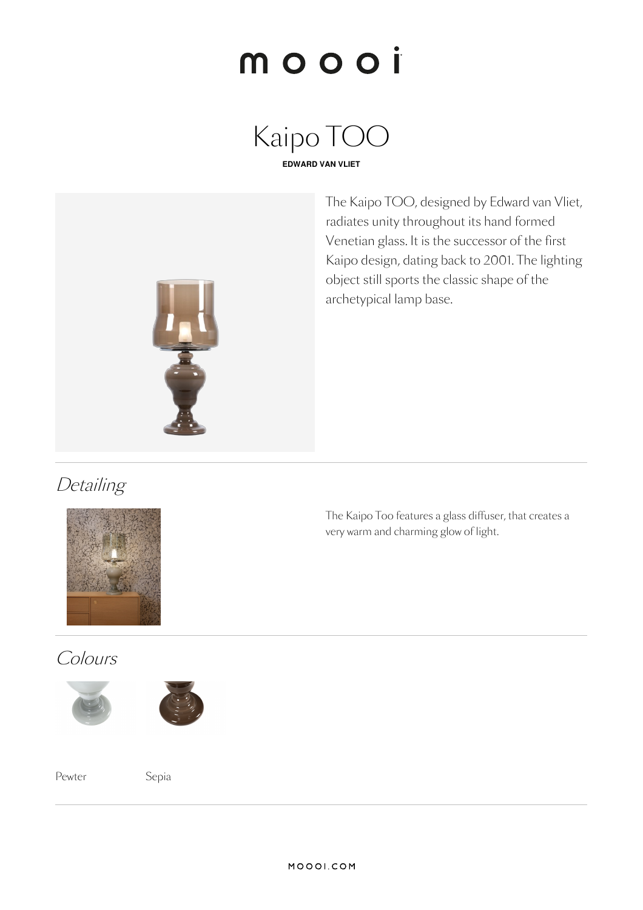# moooi

## Kaipo TOO

**EDWARD VAN VLIET**

The Kaipo TOO, designed by Edward van Vliet, radiates unity throughout its hand formed Venetian glass. It is the successor of the first Kaipo design, dating back to 2001. The lighting object still sports the classic shape of the archetypical lamp base.

## *Detailing*

The Kaipo Too features a glass diffuser, that creates a very warm and charming glow of light.

## *Colours*

Pewter

Sepia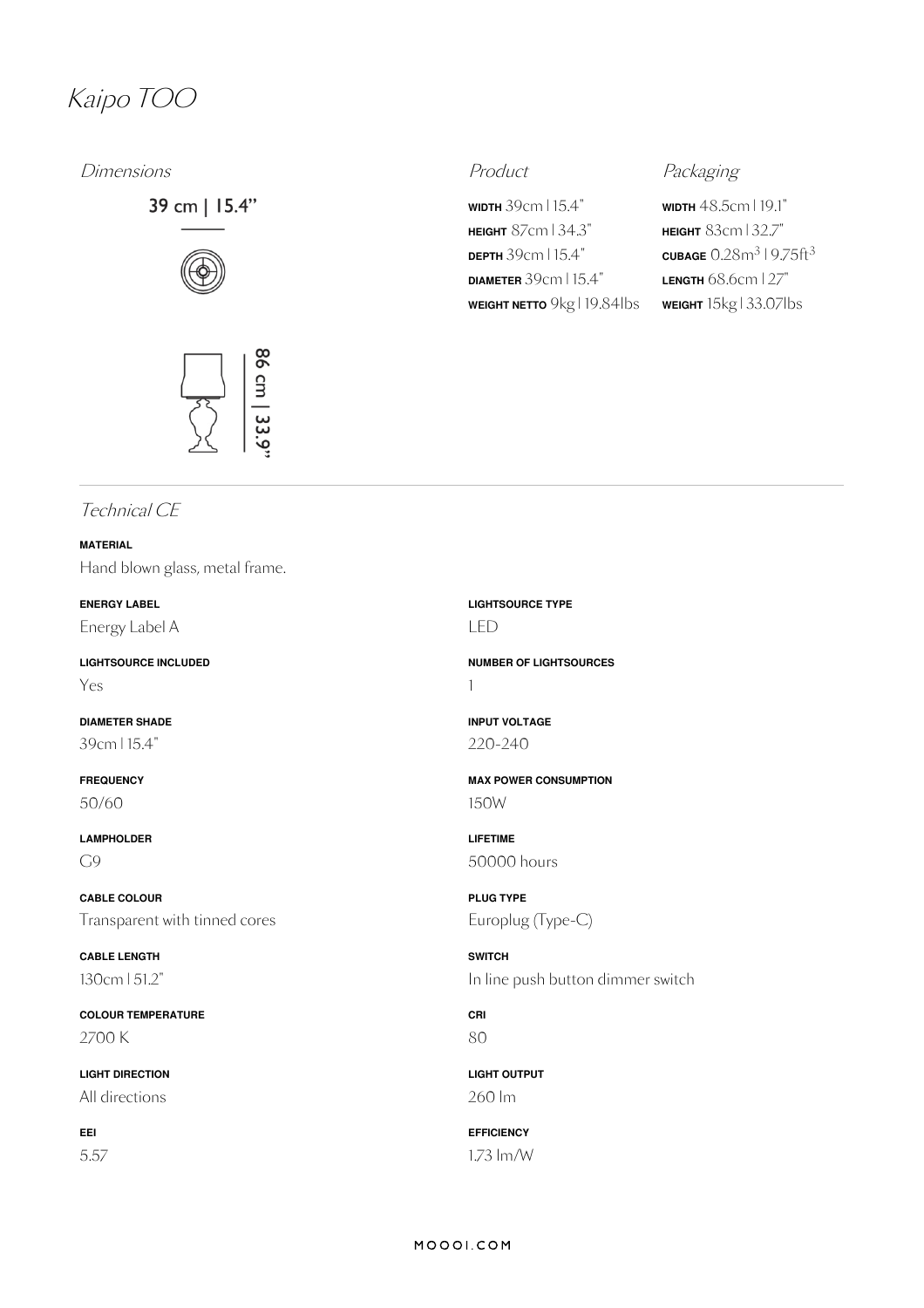# Kaipo TOO

## Dimensions

39 cm | 15.4”

86 cm | 33.9”

## Product

**WIDTH** 39cm | 15.4"
**HEIGHT** 87cm | 34.3"
**DEPTH** 39cm | 15.4"
**DIAMETER** 39cm | 15.4"
**WEIGHT NETTO** 9kg | 19.84lbs

## Packaging

**WIDTH** 48.5cm | 19.1"
**HEIGHT** 83cm | 32.7"
**CUBAGE** 0.28m$^3$ | 9.75ft$^3$
**LENGTH** 68.6cm | 27"
**WEIGHT** 15kg | 33.07lbs

## Technical CE

**MATERIAL**
Hand blown glass, metal frame.

**ENERGY LABEL**
Energy Label A

**LIGHTSOURCE INCLUDED**
Yes

**DIAMETER SHADE**
39cm | 15.4"

**FREQUENCY**
50/60

**LAMPHOLDER**
G9

**CABLE COLOUR**
Transparent with tinned cores

**CABLE LENGTH**
130cm | 51.2"

**COLOUR TEMPERATURE**
2700 K

**LIGHT DIRECTION**
All directions

**EEI**
5.57

**LIGHTSOURCE TYPE**
LED

**NUMBER OF LIGHTSOURCES**
1

**INPUT VOLTAGE**
220-240

**MAX POWER CONSUMPTION**
150W

**LIFETIME**
50000 hours

**PLUG TYPE**
Europlug (Type-C)

**SWITCH**
In line push button dimmer switch

**CRI**
80

**LIGHT OUTPUT**
260 lm

**EFFICIENCY**
1.73 lm/W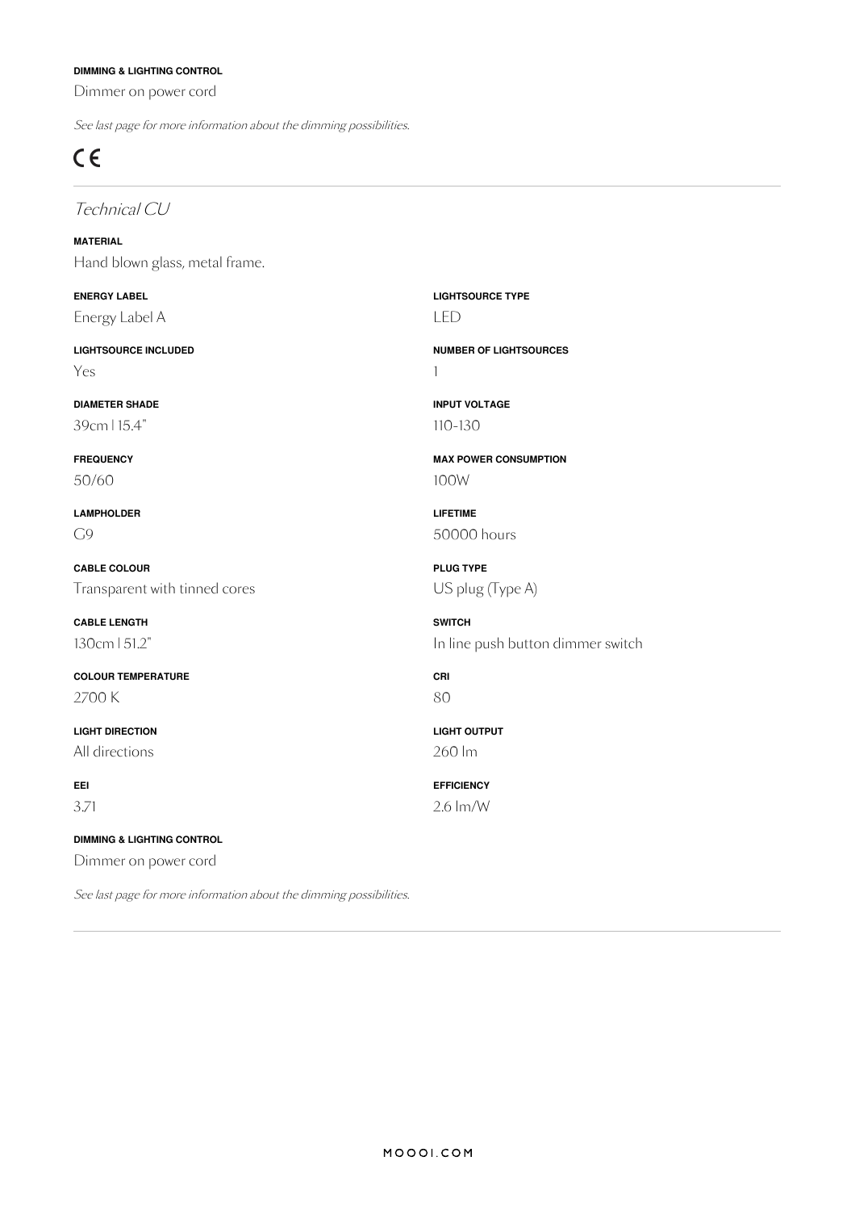**DIMMING & LIGHTING CONTROL**

Dimmer on power cord

*See last page for more information about the dimming possibilities.*

CE

---

## *Technical CU*

**MATERIAL**

Hand blown glass, metal frame.

**ENERGY LABEL**

Energy Label A

**LIGHTSOURCE INCLUDED**

Yes

**DIAMETER SHADE**

39cm | 15.4"

**FREQUENCY**

50/60

**LAMPHOLDER**

G9

**CABLE COLOUR**

Transparent with tinned cores

**CABLE LENGTH**

130cm | 51.2"

**COLOUR TEMPERATURE**

2700 K

**LIGHT DIRECTION**

All directions

**EEI**

3.71

**LIGHTSOURCE TYPE**

LED

**NUMBER OF LIGHTSOURCES**

1

**INPUT VOLTAGE**

110-130

**MAX POWER CONSUMPTION**

100W

**LIFETIME**

50000 hours

**PLUG TYPE**

US plug (Type A)

**SWITCH**

In line push button dimmer switch

**CRI**

80

**LIGHT OUTPUT**

260 lm

**EFFICIENCY**

2.6 lm/W

**DIMMING & LIGHTING CONTROL**

Dimmer on power cord

*See last page for more information about the dimming possibilities.*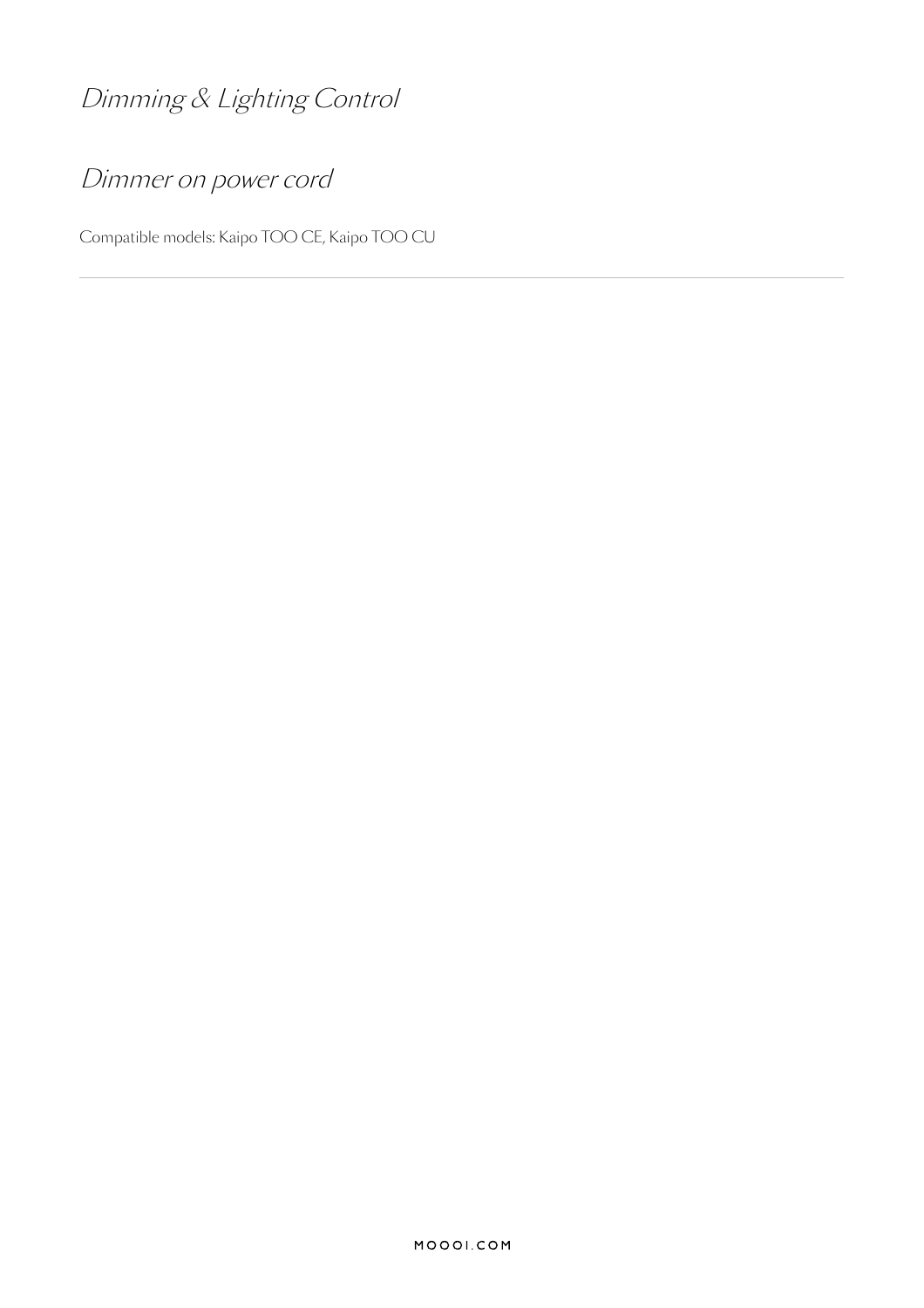# *Dimming & Lighting Control*

## *Dimmer on power cord*

Compatible models: Kaipo TOO CE, Kaipo TOO CU

---